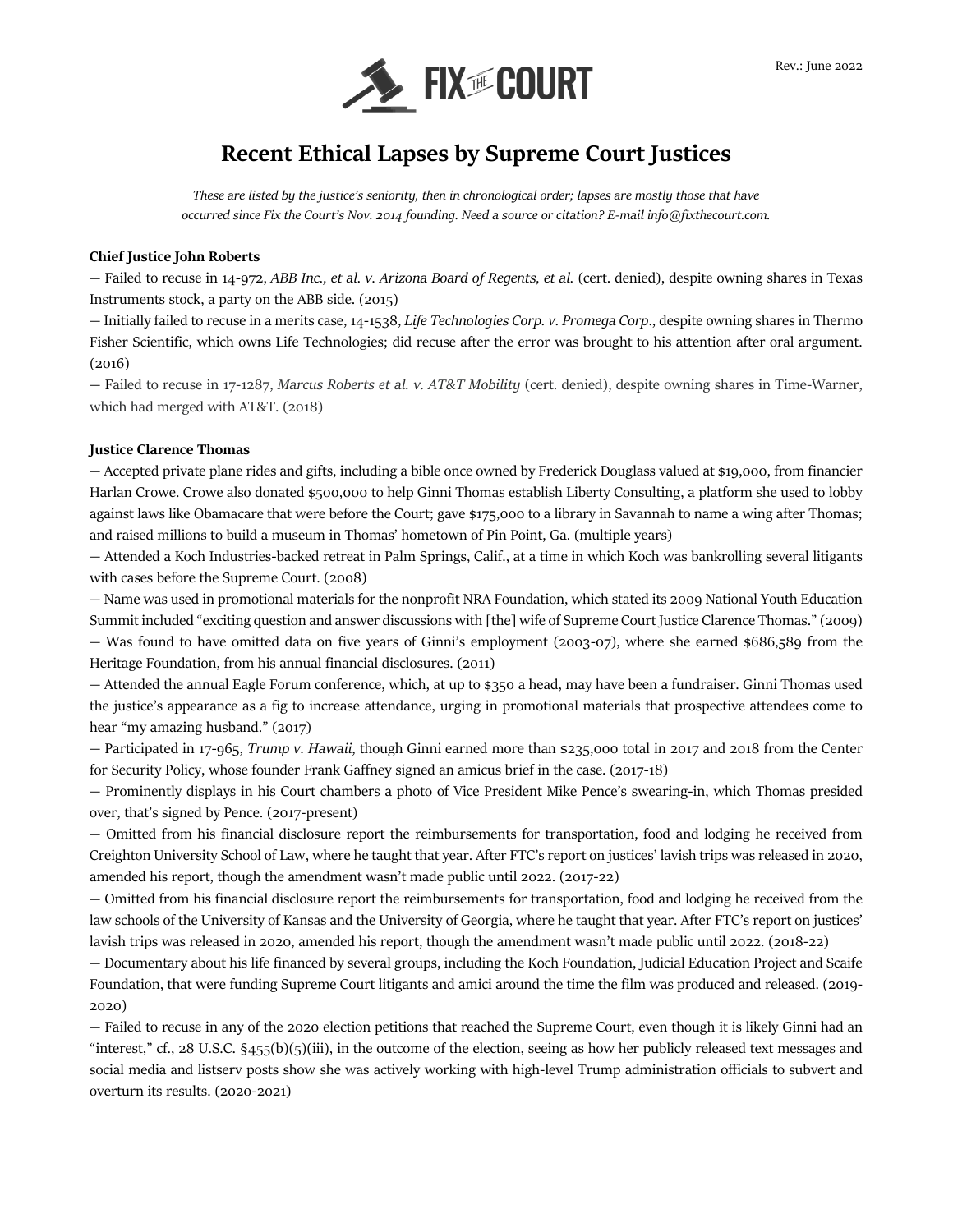Rev.: June 2022

# Recent Ethical Lapses by Supreme Court Justices

*These are listed by the justice's seniority, then in chronological order; lapses are mostly those that have occurred since Fix the Court's Nov. 2014 founding. Need a source or citation? E-mail info@fixthecourt.com.*

**Chief Justice John Roberts**

— Failed to recuse in 14-972, *ABB Inc., et al. v. Arizona Board of Regents, et al.* (cert. denied), despite owning shares in Texas Instruments stock, a party on the ABB side. (2015)

— Initially failed to recuse in a merits case, 14-1538, *Life Technologies Corp. v. Promega Corp*., despite owning shares in Thermo Fisher Scientific, which owns Life Technologies; did recuse after the error was brought to his attention after oral argument. (2016)

— Failed to recuse in 17-1287, *Marcus Roberts et al. v. AT&T Mobility* (cert. denied), despite owning shares in Time-Warner, which had merged with AT&T. (2018)

**Justice Clarence Thomas**

— Accepted private plane rides and gifts, including a bible once owned by Frederick Douglass valued at $19,000, from financier Harlan Crowe. Crowe also donated $500,000 to help Ginni Thomas establish Liberty Consulting, a platform she used to lobby against laws like Obamacare that were before the Court; gave $175,000 to a library in Savannah to name a wing after Thomas; and raised millions to build a museum in Thomas' hometown of Pin Point, Ga. (multiple years)

— Attended a Koch Industries-backed retreat in Palm Springs, Calif., at a time in which Koch was bankrolling several litigants with cases before the Supreme Court. (2008)

— Name was used in promotional materials for the nonprofit NRA Foundation, which stated its 2009 National Youth Education Summit included "exciting question and answer discussions with [the] wife of Supreme Court Justice Clarence Thomas." (2009)

— Was found to have omitted data on five years of Ginni's employment (2003-07), where she earned $686,589 from the Heritage Foundation, from his annual financial disclosures. (2011)

— Attended the annual Eagle Forum conference, which, at up to $350 a head, may have been a fundraiser. Ginni Thomas used the justice's appearance as a fig to increase attendance, urging in promotional materials that prospective attendees come to hear "my amazing husband." (2017)

— Participated in 17-965, *Trump v. Hawaii*, though Ginni earned more than $235,000 total in 2017 and 2018 from the Center for Security Policy, whose founder Frank Gaffney signed an amicus brief in the case. (2017-18)

— Prominently displays in his Court chambers a photo of Vice President Mike Pence's swearing-in, which Thomas presided over, that's signed by Pence. (2017-present)

— Omitted from his financial disclosure report the reimbursements for transportation, food and lodging he received from Creighton University School of Law, where he taught that year. After FTC's report on justices' lavish trips was released in 2020, amended his report, though the amendment wasn't made public until 2022. (2017-22)

— Omitted from his financial disclosure report the reimbursements for transportation, food and lodging he received from the law schools of the University of Kansas and the University of Georgia, where he taught that year. After FTC's report on justices' lavish trips was released in 2020, amended his report, though the amendment wasn't made public until 2022. (2018-22)

— Documentary about his life financed by several groups, including the Koch Foundation, Judicial Education Project and Scaife Foundation, that were funding Supreme Court litigants and amici around the time the film was produced and released. (2019-2020)

— Failed to recuse in any of the 2020 election petitions that reached the Supreme Court, even though it is likely Ginni had an "interest," cf., 28 U.S.C. §455(b)(5)(iii), in the outcome of the election, seeing as how her publicly released text messages and social media and listserv posts show she was actively working with high-level Trump administration officials to subvert and overturn its results. (2020-2021)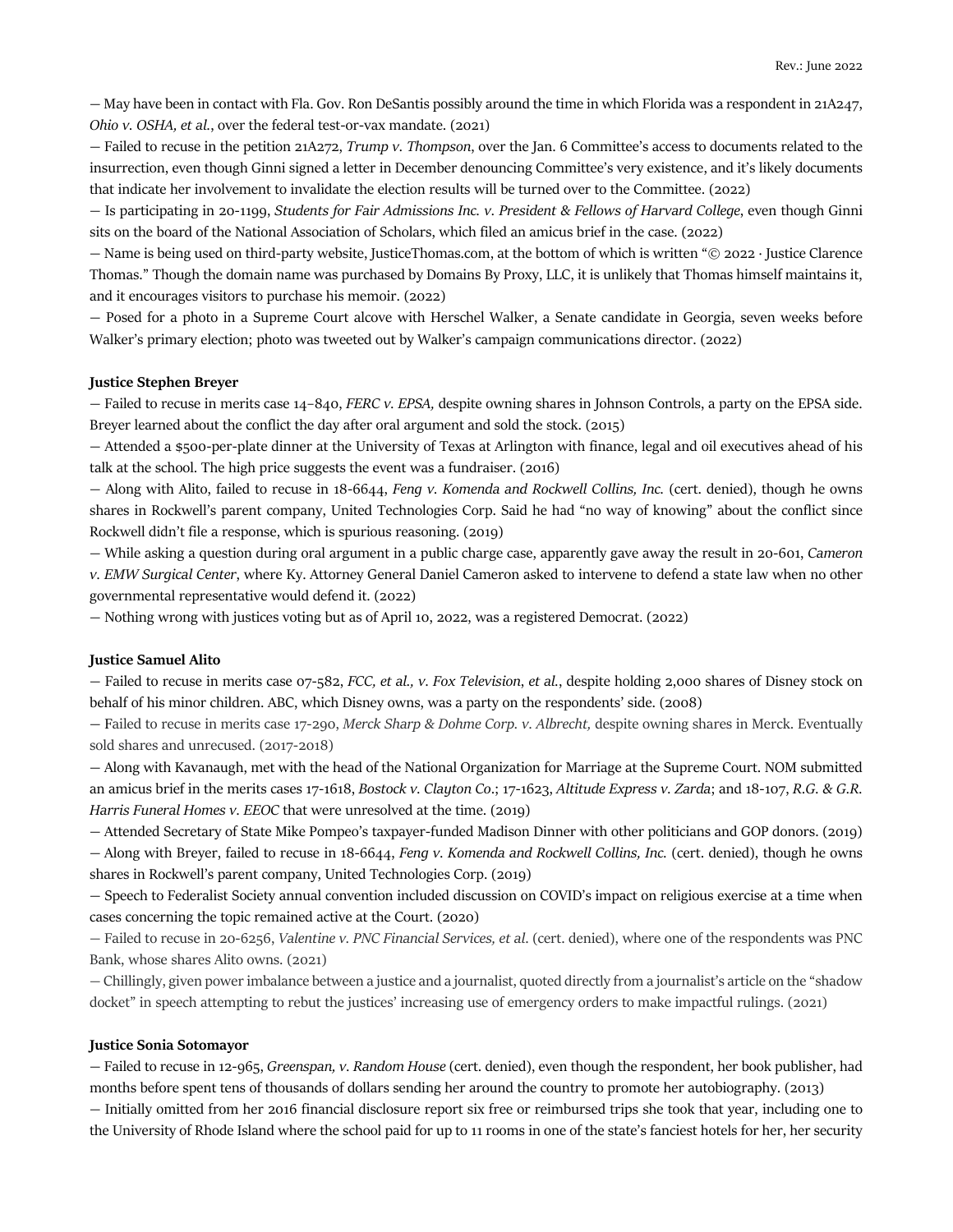— May have been in contact with Fla. Gov. Ron DeSantis possibly around the time in which Florida was a respondent in 21A247, *Ohio v. OSHA, et al.*, over the federal test-or-vax mandate. (2021)

— Failed to recuse in the petition 21A272, *Trump v. Thompson*, over the Jan. 6 Committee's access to documents related to the insurrection, even though Ginni signed a letter in December denouncing Committee's very existence, and it's likely documents that indicate her involvement to invalidate the election results will be turned over to the Committee. (2022)

— Is participating in 20-1199, *Students for Fair Admissions Inc. v. President & Fellows of Harvard College*, even though Ginni sits on the board of the National Association of Scholars, which filed an amicus brief in the case. (2022)

— Name is being used on third-party website, JusticeThomas.com, at the bottom of which is written "© 2022 · Justice Clarence Thomas." Though the domain name was purchased by Domains By Proxy, LLC, it is unlikely that Thomas himself maintains it, and it encourages visitors to purchase his memoir. (2022)

— Posed for a photo in a Supreme Court alcove with Herschel Walker, a Senate candidate in Georgia, seven weeks before Walker's primary election; photo was tweeted out by Walker's campaign communications director. (2022)

**Justice Stephen Breyer**

— Failed to recuse in merits case 14–840, *FERC v. EPSA,* despite owning shares in Johnson Controls, a party on the EPSA side. Breyer learned about the conflict the day after oral argument and sold the stock. (2015)

— Attended a $500-per-plate dinner at the University of Texas at Arlington with finance, legal and oil executives ahead of his talk at the school. The high price suggests the event was a fundraiser. (2016)

— Along with Alito, failed to recuse in 18-6644, *Feng v. Komenda and Rockwell Collins, Inc.* (cert. denied), though he owns shares in Rockwell's parent company, United Technologies Corp. Said he had "no way of knowing" about the conflict since Rockwell didn't file a response, which is spurious reasoning. (2019)

— While asking a question during oral argument in a public charge case, apparently gave away the result in 20-601, *Cameron v. EMW Surgical Center*, where Ky. Attorney General Daniel Cameron asked to intervene to defend a state law when no other governmental representative would defend it. (2022)

— Nothing wrong with justices voting but as of April 10, 2022, was a registered Democrat. (2022)

**Justice Samuel Alito**

— Failed to recuse in merits case 07-582, *FCC, et al., v. Fox Television, et al.*, despite holding 2,000 shares of Disney stock on behalf of his minor children. ABC, which Disney owns, was a party on the respondents' side. (2008)

— Failed to recuse in merits case 17-290, *Merck Sharp & Dohme Corp. v. Albrecht,* despite owning shares in Merck. Eventually sold shares and unrecused. (2017-2018)

— Along with Kavanaugh, met with the head of the National Organization for Marriage at the Supreme Court. NOM submitted an amicus brief in the merits cases 17-1618, *Bostock v. Clayton Co.*; 17-1623, *Altitude Express v. Zarda*; and 18-107, *R.G. & G.R. Harris Funeral Homes v. EEOC* that were unresolved at the time. (2019)

— Attended Secretary of State Mike Pompeo's taxpayer-funded Madison Dinner with other politicians and GOP donors. (2019)

— Along with Breyer, failed to recuse in 18-6644, *Feng v. Komenda and Rockwell Collins, Inc.* (cert. denied), though he owns shares in Rockwell's parent company, United Technologies Corp. (2019)

— Speech to Federalist Society annual convention included discussion on COVID's impact on religious exercise at a time when cases concerning the topic remained active at the Court. (2020)

— Failed to recuse in 20-6256, *Valentine v. PNC Financial Services, et al.* (cert. denied), where one of the respondents was PNC Bank, whose shares Alito owns. (2021)

— Chillingly, given power imbalance between a justice and a journalist, quoted directly from a journalist's article on the "shadow docket" in speech attempting to rebut the justices' increasing use of emergency orders to make impactful rulings. (2021)

**Justice Sonia Sotomayor**

— Failed to recuse in 12-965, *Greenspan, v. Random House* (cert. denied), even though the respondent, her book publisher, had months before spent tens of thousands of dollars sending her around the country to promote her autobiography. (2013)

— Initially omitted from her 2016 financial disclosure report six free or reimbursed trips she took that year, including one to the University of Rhode Island where the school paid for up to 11 rooms in one of the state's fanciest hotels for her, her security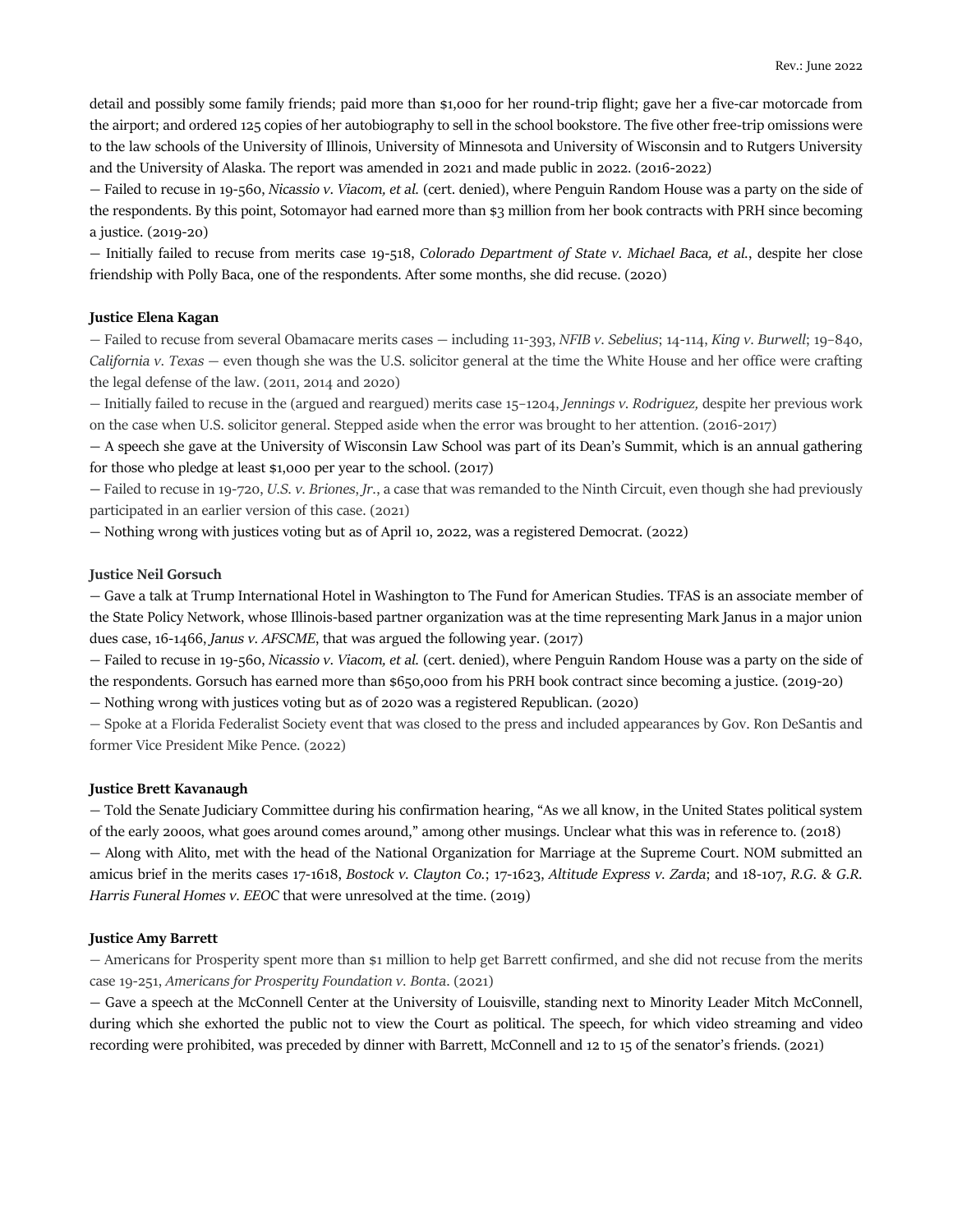detail and possibly some family friends; paid more than $1,000 for her round-trip flight; gave her a five-car motorcade from the airport; and ordered 125 copies of her autobiography to sell in the school bookstore. The five other free-trip omissions were to the law schools of the University of Illinois, University of Minnesota and University of Wisconsin and to Rutgers University and the University of Alaska. The report was amended in 2021 and made public in 2022. (2016-2022)

— Failed to recuse in 19-560, *Nicassio v. Viacom, et al.* (cert. denied), where Penguin Random House was a party on the side of the respondents. By this point, Sotomayor had earned more than $3 million from her book contracts with PRH since becoming a justice. (2019-20)

— Initially failed to recuse from merits case 19-518, *Colorado Department of State v. Michael Baca, et al.*, despite her close friendship with Polly Baca, one of the respondents. After some months, she did recuse. (2020)

**Justice Elena Kagan**

— Failed to recuse from several Obamacare merits cases — including 11-393, *NFIB v. Sebelius*; 14-114, *King v. Burwell*; 19–840, *California v. Texas* — even though she was the U.S. solicitor general at the time the White House and her office were crafting the legal defense of the law. (2011, 2014 and 2020)

— Initially failed to recuse in the (argued and reargued) merits case 15–1204, *Jennings v. Rodriguez,* despite her previous work on the case when U.S. solicitor general. Stepped aside when the error was brought to her attention. (2016-2017)

— A speech she gave at the University of Wisconsin Law School was part of its Dean's Summit, which is an annual gathering for those who pledge at least $1,000 per year to the school. (2017)

— Failed to recuse in 19-720, *U.S. v. Briones, Jr.*, a case that was remanded to the Ninth Circuit, even though she had previously participated in an earlier version of this case. (2021)

— Nothing wrong with justices voting but as of April 10, 2022, was a registered Democrat. (2022)

**Justice Neil Gorsuch**

— Gave a talk at Trump International Hotel in Washington to The Fund for American Studies. TFAS is an associate member of the State Policy Network, whose Illinois-based partner organization was at the time representing Mark Janus in a major union dues case, 16-1466, *Janus v. AFSCME*, that was argued the following year. (2017)

— Failed to recuse in 19-560, *Nicassio v. Viacom, et al.* (cert. denied), where Penguin Random House was a party on the side of the respondents. Gorsuch has earned more than $650,000 from his PRH book contract since becoming a justice. (2019-20)

— Nothing wrong with justices voting but as of 2020 was a registered Republican. (2020)

— Spoke at a Florida Federalist Society event that was closed to the press and included appearances by Gov. Ron DeSantis and former Vice President Mike Pence. (2022)

**Justice Brett Kavanaugh**

— Told the Senate Judiciary Committee during his confirmation hearing, "As we all know, in the United States political system of the early 2000s, what goes around comes around," among other musings. Unclear what this was in reference to. (2018)

— Along with Alito, met with the head of the National Organization for Marriage at the Supreme Court. NOM submitted an amicus brief in the merits cases 17-1618, *Bostock v. Clayton Co.*; 17-1623, *Altitude Express v. Zarda*; and 18-107, *R.G. & G.R. Harris Funeral Homes v. EEOC* that were unresolved at the time. (2019)

**Justice Amy Barrett**

— Americans for Prosperity spent more than $1 million to help get Barrett confirmed, and she did not recuse from the merits case 19-251, *Americans for Prosperity Foundation v. Bonta*. (2021)

— Gave a speech at the McConnell Center at the University of Louisville, standing next to Minority Leader Mitch McConnell, during which she exhorted the public not to view the Court as political. The speech, for which video streaming and video recording were prohibited, was preceded by dinner with Barrett, McConnell and 12 to 15 of the senator's friends. (2021)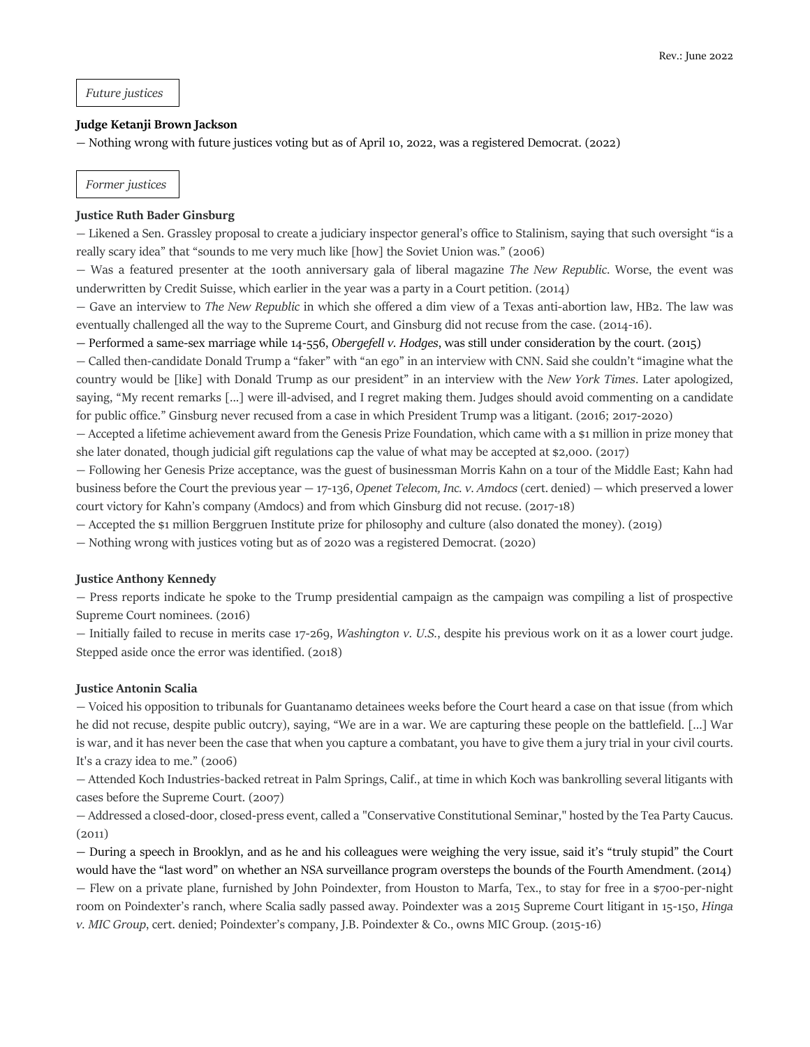Rev.: June 2022

*Future justices*

**Judge Ketanji Brown Jackson**

— Nothing wrong with future justices voting but as of April 10, 2022, was a registered Democrat. (2022)

*Former justices*

**Justice Ruth Bader Ginsburg**

— Likened a Sen. Grassley proposal to create a judiciary inspector general's office to Stalinism, saying that such oversight "is a really scary idea" that "sounds to me very much like [how] the Soviet Union was." (2006)

— Was a featured presenter at the 100th anniversary gala of liberal magazine *The New Republic*. Worse, the event was underwritten by Credit Suisse, which earlier in the year was a party in a Court petition. (2014)

— Gave an interview to *The New Republic* in which she offered a dim view of a Texas anti-abortion law, HB2. The law was eventually challenged all the way to the Supreme Court, and Ginsburg did not recuse from the case. (2014-16).

— Performed a same-sex marriage while 14-556, *Obergefell v. Hodges*, was still under consideration by the court. (2015)

— Called then-candidate Donald Trump a "faker" with "an ego" in an interview with CNN. Said she couldn't "imagine what the country would be [like] with Donald Trump as our president" in an interview with the *New York Times*. Later apologized, saying, "My recent remarks [...] were ill-advised, and I regret making them. Judges should avoid commenting on a candidate for public office." Ginsburg never recused from a case in which President Trump was a litigant. (2016; 2017-2020)

— Accepted a lifetime achievement award from the Genesis Prize Foundation, which came with a $1 million in prize money that she later donated, though judicial gift regulations cap the value of what may be accepted at $2,000. (2017)

— Following her Genesis Prize acceptance, was the guest of businessman Morris Kahn on a tour of the Middle East; Kahn had business before the Court the previous year — 17-136, *Openet Telecom, Inc. v. Amdocs* (cert. denied) — which preserved a lower court victory for Kahn's company (Amdocs) and from which Ginsburg did not recuse. (2017-18)

— Accepted the $1 million Berggruen Institute prize for philosophy and culture (also donated the money). (2019)

— Nothing wrong with justices voting but as of 2020 was a registered Democrat. (2020)

**Justice Anthony Kennedy**

— Press reports indicate he spoke to the Trump presidential campaign as the campaign was compiling a list of prospective Supreme Court nominees. (2016)

— Initially failed to recuse in merits case 17-269, *Washington v. U.S.*, despite his previous work on it as a lower court judge. Stepped aside once the error was identified. (2018)

**Justice Antonin Scalia**

— Voiced his opposition to tribunals for Guantanamo detainees weeks before the Court heard a case on that issue (from which he did not recuse, despite public outcry), saying, "We are in a war. We are capturing these people on the battlefield. [...] War is war, and it has never been the case that when you capture a combatant, you have to give them a jury trial in your civil courts. It's a crazy idea to me." (2006)

— Attended Koch Industries-backed retreat in Palm Springs, Calif., at time in which Koch was bankrolling several litigants with cases before the Supreme Court. (2007)

— Addressed a closed-door, closed-press event, called a "Conservative Constitutional Seminar," hosted by the Tea Party Caucus. (2011)

— During a speech in Brooklyn, and as he and his colleagues were weighing the very issue, said it's "truly stupid" the Court would have the "last word" on whether an NSA surveillance program oversteps the bounds of the Fourth Amendment. (2014)

— Flew on a private plane, furnished by John Poindexter, from Houston to Marfa, Tex., to stay for free in a $700-per-night room on Poindexter's ranch, where Scalia sadly passed away. Poindexter was a 2015 Supreme Court litigant in 15-150, *Hinga v. MIC Group*, cert. denied; Poindexter's company, J.B. Poindexter & Co., owns MIC Group. (2015-16)